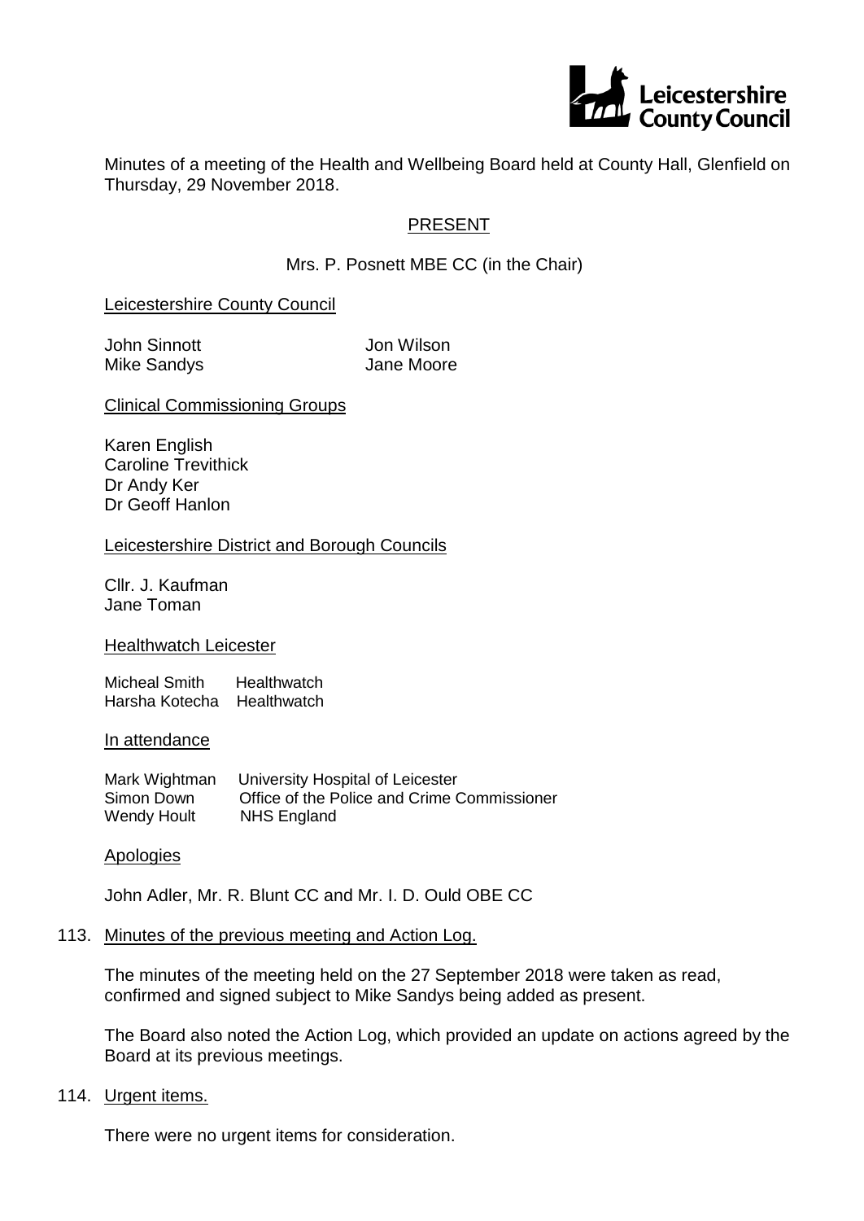Minutes of a meeting of the Health and Wellbeing Board held at County Hall, Glenfield on Thursday, 29 November 2018.

PRESENT

Mrs. P. Posnett MBE CC (in the Chair)

Leicestershire County Council

| | |
|---|---|
| John Sinnott | Jon Wilson |
| Mike Sandys | Jane Moore |

Clinical Commissioning Groups

Karen English
Caroline Trevithick
Dr Andy Ker
Dr Geoff Hanlon

Leicestershire District and Borough Councils

Cllr. J. Kaufman
Jane Toman

Healthwatch Leicester

| | |
|---|---|
| Micheal Smith | Healthwatch |
| Harsha Kotecha | Healthwatch |

In attendance

| | |
|---|---|
| Mark Wightman | University Hospital of Leicester |
| Simon Down | Office of the Police and Crime Commissioner |
| Wendy Hoult | NHS England |

Apologies

John Adler, Mr. R. Blunt CC and Mr. I. D. Ould OBE CC

113. Minutes of the previous meeting and Action Log.

The minutes of the meeting held on the 27 September 2018 were taken as read, confirmed and signed subject to Mike Sandys being added as present.

The Board also noted the Action Log, which provided an update on actions agreed by the Board at its previous meetings.

114. Urgent items.

There were no urgent items for consideration.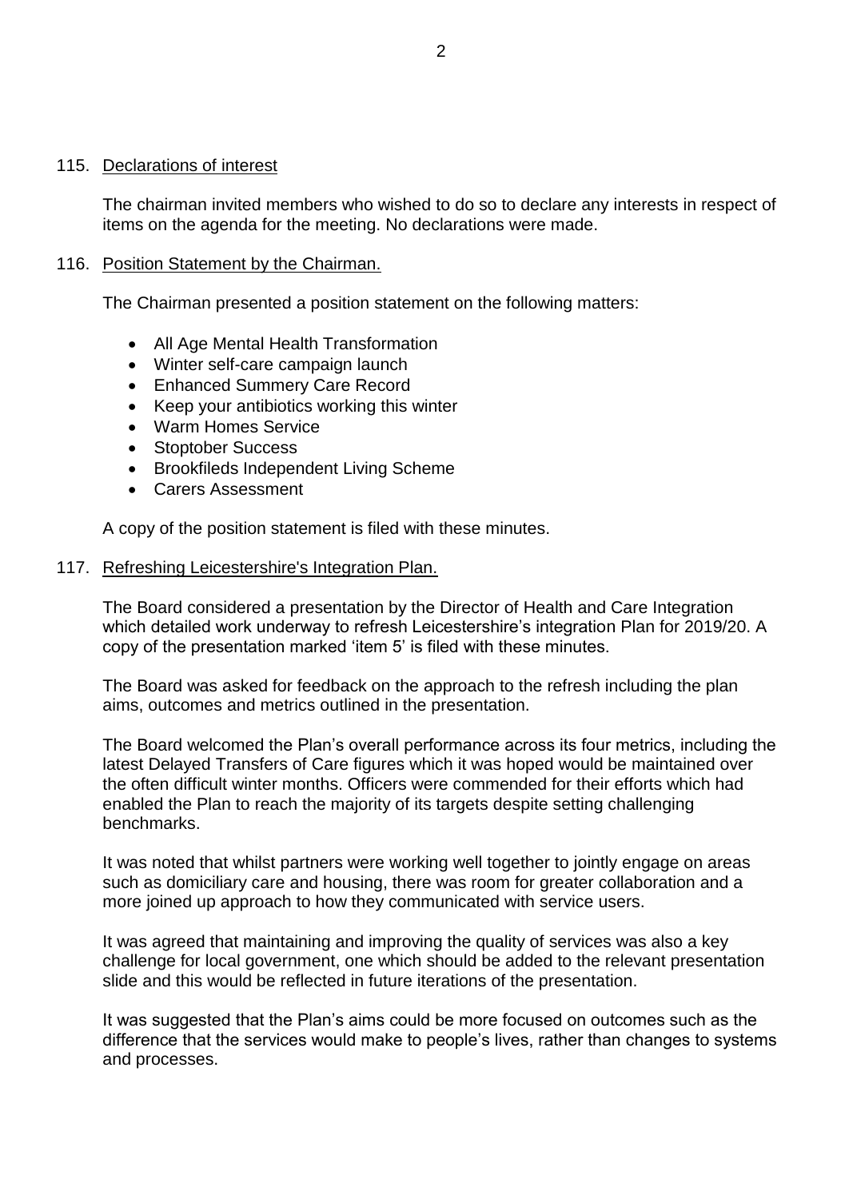115. <u>Declarations of interest</u>

The chairman invited members who wished to do so to declare any interests in respect of items on the agenda for the meeting. No declarations were made.

116. <u>Position Statement by the Chairman.</u>

The Chairman presented a position statement on the following matters:

- All Age Mental Health Transformation
- Winter self-care campaign launch
- Enhanced Summery Care Record
- Keep your antibiotics working this winter
- Warm Homes Service
- Stoptober Success
- Brookfileds Independent Living Scheme
- Carers Assessment

A copy of the position statement is filed with these minutes.

117. <u>Refreshing Leicestershire's Integration Plan.</u>

The Board considered a presentation by the Director of Health and Care Integration which detailed work underway to refresh Leicestershire's integration Plan for 2019/20. A copy of the presentation marked 'item 5' is filed with these minutes.

The Board was asked for feedback on the approach to the refresh including the plan aims, outcomes and metrics outlined in the presentation.

The Board welcomed the Plan's overall performance across its four metrics, including the latest Delayed Transfers of Care figures which it was hoped would be maintained over the often difficult winter months. Officers were commended for their efforts which had enabled the Plan to reach the majority of its targets despite setting challenging benchmarks.

It was noted that whilst partners were working well together to jointly engage on areas such as domiciliary care and housing, there was room for greater collaboration and a more joined up approach to how they communicated with service users.

It was agreed that maintaining and improving the quality of services was also a key challenge for local government, one which should be added to the relevant presentation slide and this would be reflected in future iterations of the presentation.

It was suggested that the Plan's aims could be more focused on outcomes such as the difference that the services would make to people's lives, rather than changes to systems and processes.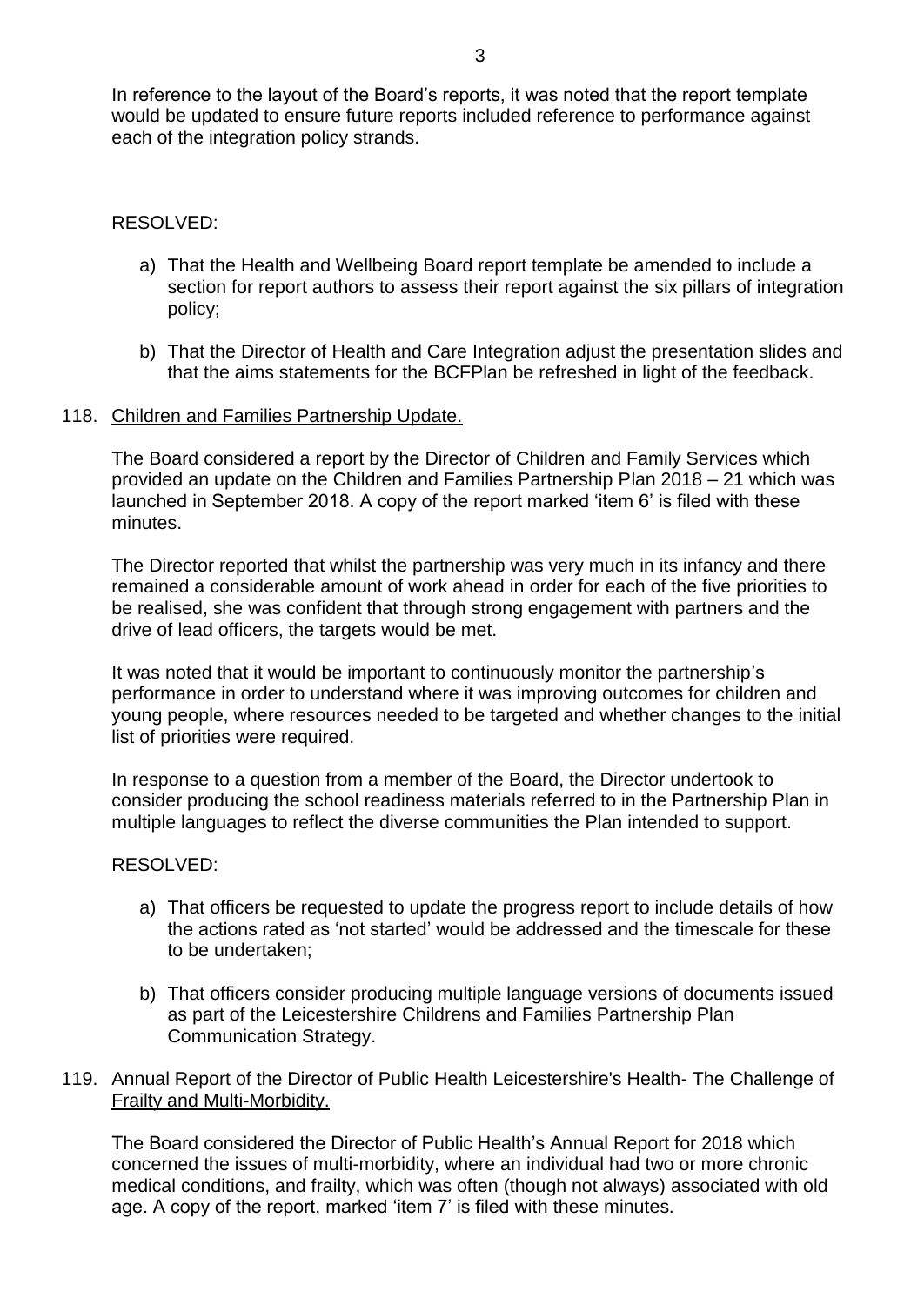In reference to the layout of the Board's reports, it was noted that the report template would be updated to ensure future reports included reference to performance against each of the integration policy strands.

RESOLVED:

a) That the Health and Wellbeing Board report template be amended to include a section for report authors to assess their report against the six pillars of integration policy;

b) That the Director of Health and Care Integration adjust the presentation slides and that the aims statements for the BCFPlan be refreshed in light of the feedback.

118. Children and Families Partnership Update.

The Board considered a report by the Director of Children and Family Services which provided an update on the Children and Families Partnership Plan 2018 – 21 which was launched in September 2018. A copy of the report marked 'item 6' is filed with these minutes.

The Director reported that whilst the partnership was very much in its infancy and there remained a considerable amount of work ahead in order for each of the five priorities to be realised, she was confident that through strong engagement with partners and the drive of lead officers, the targets would be met.

It was noted that it would be important to continuously monitor the partnership's performance in order to understand where it was improving outcomes for children and young people, where resources needed to be targeted and whether changes to the initial list of priorities were required.

In response to a question from a member of the Board, the Director undertook to consider producing the school readiness materials referred to in the Partnership Plan in multiple languages to reflect the diverse communities the Plan intended to support.

RESOLVED:

a) That officers be requested to update the progress report to include details of how the actions rated as 'not started' would be addressed and the timescale for these to be undertaken;

b) That officers consider producing multiple language versions of documents issued as part of the Leicestershire Childrens and Families Partnership Plan Communication Strategy.

119. Annual Report of the Director of Public Health Leicestershire's Health- The Challenge of Frailty and Multi-Morbidity.

The Board considered the Director of Public Health's Annual Report for 2018 which concerned the issues of multi-morbidity, where an individual had two or more chronic medical conditions, and frailty, which was often (though not always) associated with old age. A copy of the report, marked 'item 7' is filed with these minutes.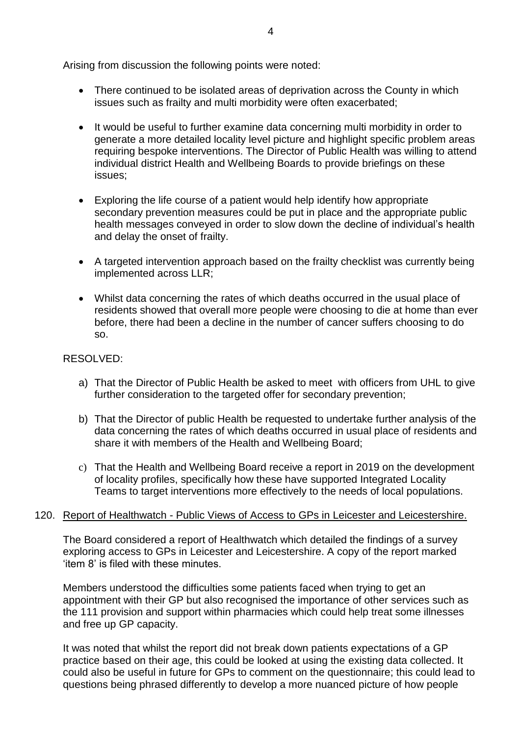Arising from discussion the following points were noted:

- There continued to be isolated areas of deprivation across the County in which issues such as frailty and multi morbidity were often exacerbated;

- It would be useful to further examine data concerning multi morbidity in order to generate a more detailed locality level picture and highlight specific problem areas requiring bespoke interventions. The Director of Public Health was willing to attend individual district Health and Wellbeing Boards to provide briefings on these issues;

- Exploring the life course of a patient would help identify how appropriate secondary prevention measures could be put in place and the appropriate public health messages conveyed in order to slow down the decline of individual's health and delay the onset of frailty.

- A targeted intervention approach based on the frailty checklist was currently being implemented across LLR;

- Whilst data concerning the rates of which deaths occurred in the usual place of residents showed that overall more people were choosing to die at home than ever before, there had been a decline in the number of cancer suffers choosing to do so.

RESOLVED:

a) That the Director of Public Health be asked to meet  with officers from UHL to give further consideration to the targeted offer for secondary prevention;

b) That the Director of public Health be requested to undertake further analysis of the data concerning the rates of which deaths occurred in usual place of residents and share it with members of the Health and Wellbeing Board;

c) That the Health and Wellbeing Board receive a report in 2019 on the development of locality profiles, specifically how these have supported Integrated Locality Teams to target interventions more effectively to the needs of local populations.

120. Report of Healthwatch - Public Views of Access to GPs in Leicester and Leicestershire.

The Board considered a report of Healthwatch which detailed the findings of a survey exploring access to GPs in Leicester and Leicestershire. A copy of the report marked 'item 8' is filed with these minutes.

Members understood the difficulties some patients faced when trying to get an appointment with their GP but also recognised the importance of other services such as the 111 provision and support within pharmacies which could help treat some illnesses and free up GP capacity.

It was noted that whilst the report did not break down patients expectations of a GP practice based on their age, this could be looked at using the existing data collected. It could also be useful in future for GPs to comment on the questionnaire; this could lead to questions being phrased differently to develop a more nuanced picture of how people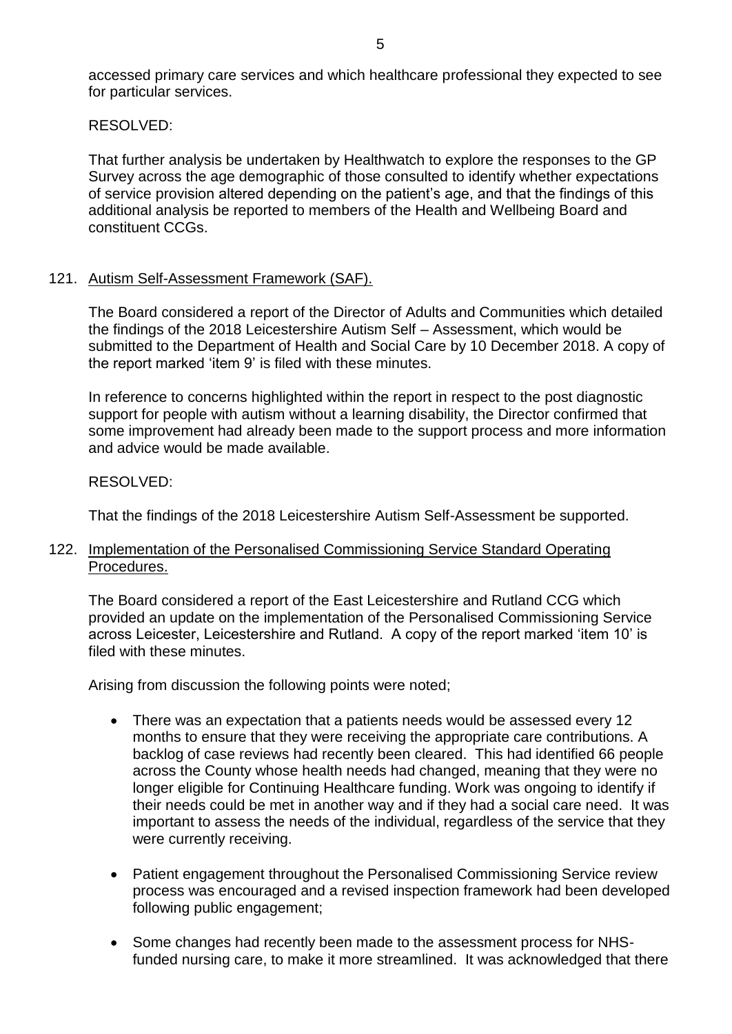accessed primary care services and which healthcare professional they expected to see for particular services.

RESOLVED:

That further analysis be undertaken by Healthwatch to explore the responses to the GP Survey across the age demographic of those consulted to identify whether expectations of service provision altered depending on the patient's age, and that the findings of this additional analysis be reported to members of the Health and Wellbeing Board and constituent CCGs.

121. Autism Self-Assessment Framework (SAF).

The Board considered a report of the Director of Adults and Communities which detailed the findings of the 2018 Leicestershire Autism Self – Assessment, which would be submitted to the Department of Health and Social Care by 10 December 2018. A copy of the report marked 'item 9' is filed with these minutes.

In reference to concerns highlighted within the report in respect to the post diagnostic support for people with autism without a learning disability, the Director confirmed that some improvement had already been made to the support process and more information and advice would be made available.

RESOLVED:

That the findings of the 2018 Leicestershire Autism Self-Assessment be supported.

122. Implementation of the Personalised Commissioning Service Standard Operating Procedures.

The Board considered a report of the East Leicestershire and Rutland CCG which provided an update on the implementation of the Personalised Commissioning Service across Leicester, Leicestershire and Rutland. A copy of the report marked 'item 10' is filed with these minutes.

Arising from discussion the following points were noted;

- There was an expectation that a patients needs would be assessed every 12 months to ensure that they were receiving the appropriate care contributions. A backlog of case reviews had recently been cleared. This had identified 66 people across the County whose health needs had changed, meaning that they were no longer eligible for Continuing Healthcare funding. Work was ongoing to identify if their needs could be met in another way and if they had a social care need. It was important to assess the needs of the individual, regardless of the service that they were currently receiving.

- Patient engagement throughout the Personalised Commissioning Service review process was encouraged and a revised inspection framework had been developed following public engagement;

- Some changes had recently been made to the assessment process for NHS-funded nursing care, to make it more streamlined. It was acknowledged that there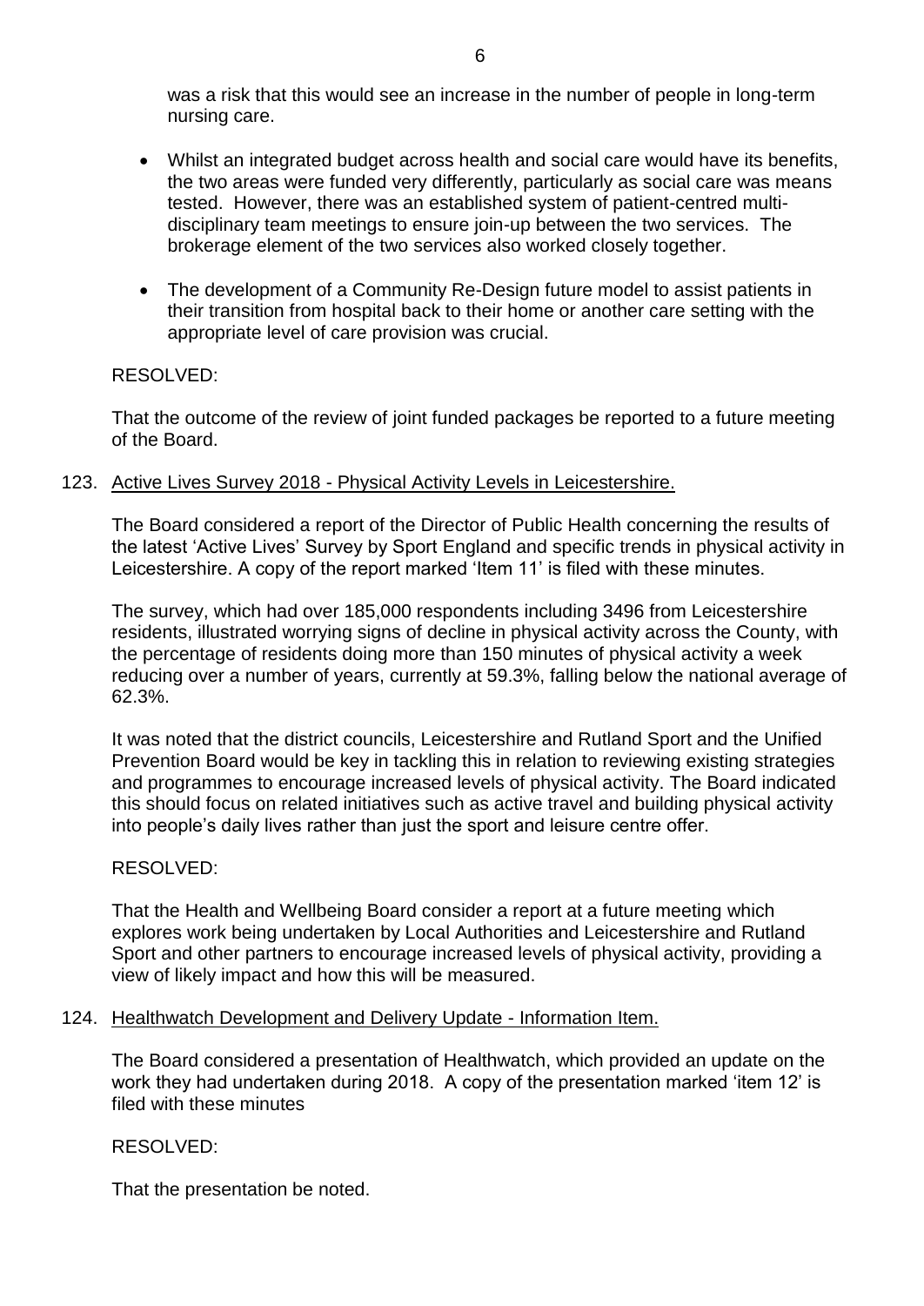was a risk that this would see an increase in the number of people in long-term nursing care.

- Whilst an integrated budget across health and social care would have its benefits, the two areas were funded very differently, particularly as social care was means tested. However, there was an established system of patient-centred multi-disciplinary team meetings to ensure join-up between the two services. The brokerage element of the two services also worked closely together.

- The development of a Community Re-Design future model to assist patients in their transition from hospital back to their home or another care setting with the appropriate level of care provision was crucial.

RESOLVED:

That the outcome of the review of joint funded packages be reported to a future meeting of the Board.

## 123. Active Lives Survey 2018 - Physical Activity Levels in Leicestershire.

The Board considered a report of the Director of Public Health concerning the results of the latest 'Active Lives' Survey by Sport England and specific trends in physical activity in Leicestershire. A copy of the report marked 'Item 11' is filed with these minutes.

The survey, which had over 185,000 respondents including 3496 from Leicestershire residents, illustrated worrying signs of decline in physical activity across the County, with the percentage of residents doing more than 150 minutes of physical activity a week reducing over a number of years, currently at 59.3%, falling below the national average of 62.3%.

It was noted that the district councils, Leicestershire and Rutland Sport and the Unified Prevention Board would be key in tackling this in relation to reviewing existing strategies and programmes to encourage increased levels of physical activity. The Board indicated this should focus on related initiatives such as active travel and building physical activity into people's daily lives rather than just the sport and leisure centre offer.

RESOLVED:

That the Health and Wellbeing Board consider a report at a future meeting which explores work being undertaken by Local Authorities and Leicestershire and Rutland Sport and other partners to encourage increased levels of physical activity, providing a view of likely impact and how this will be measured.

## 124. Healthwatch Development and Delivery Update - Information Item.

The Board considered a presentation of Healthwatch, which provided an update on the work they had undertaken during 2018. A copy of the presentation marked 'item 12' is filed with these minutes

RESOLVED:

That the presentation be noted.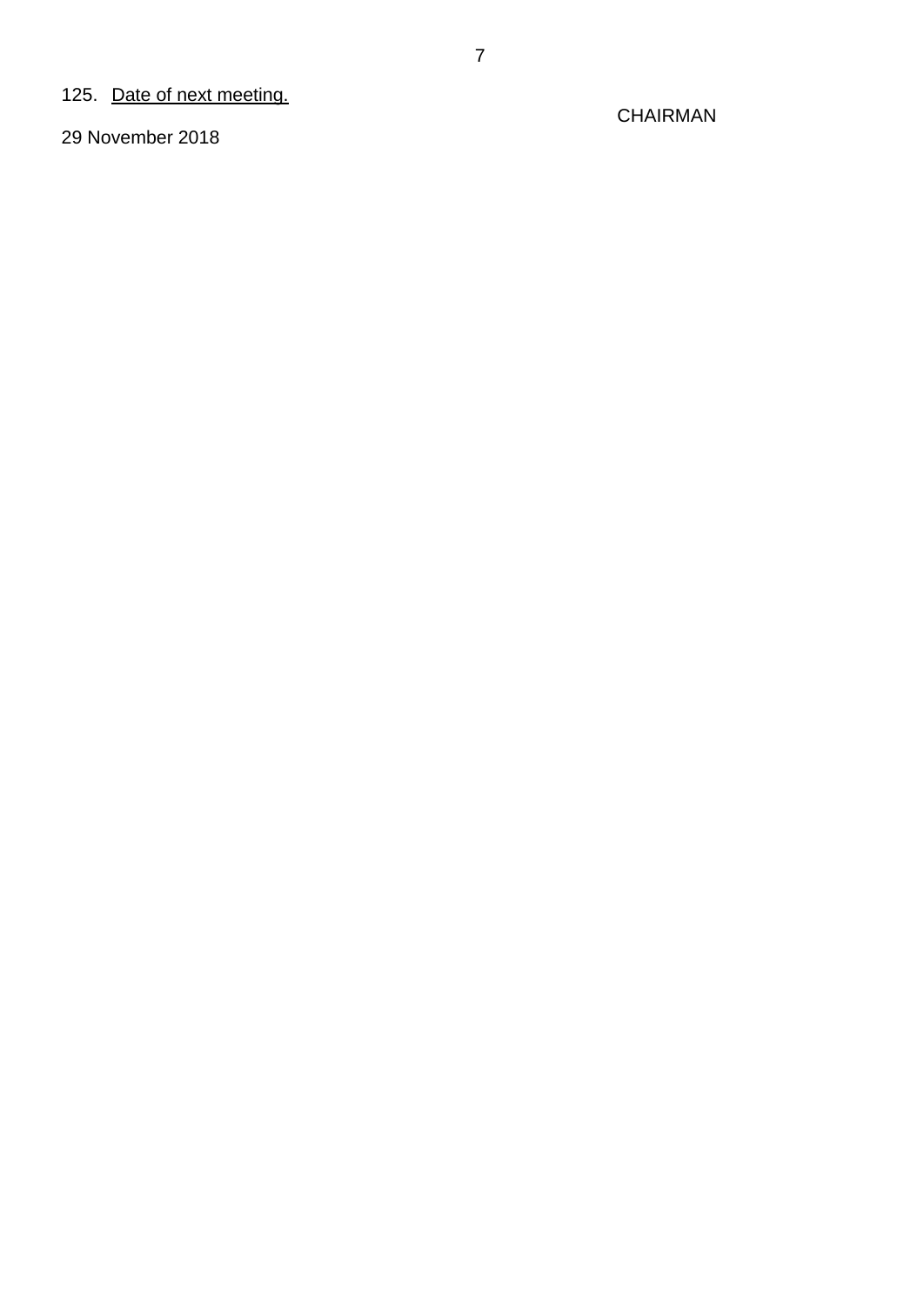125. Date of next meeting.

29 November 2018

CHAIRMAN